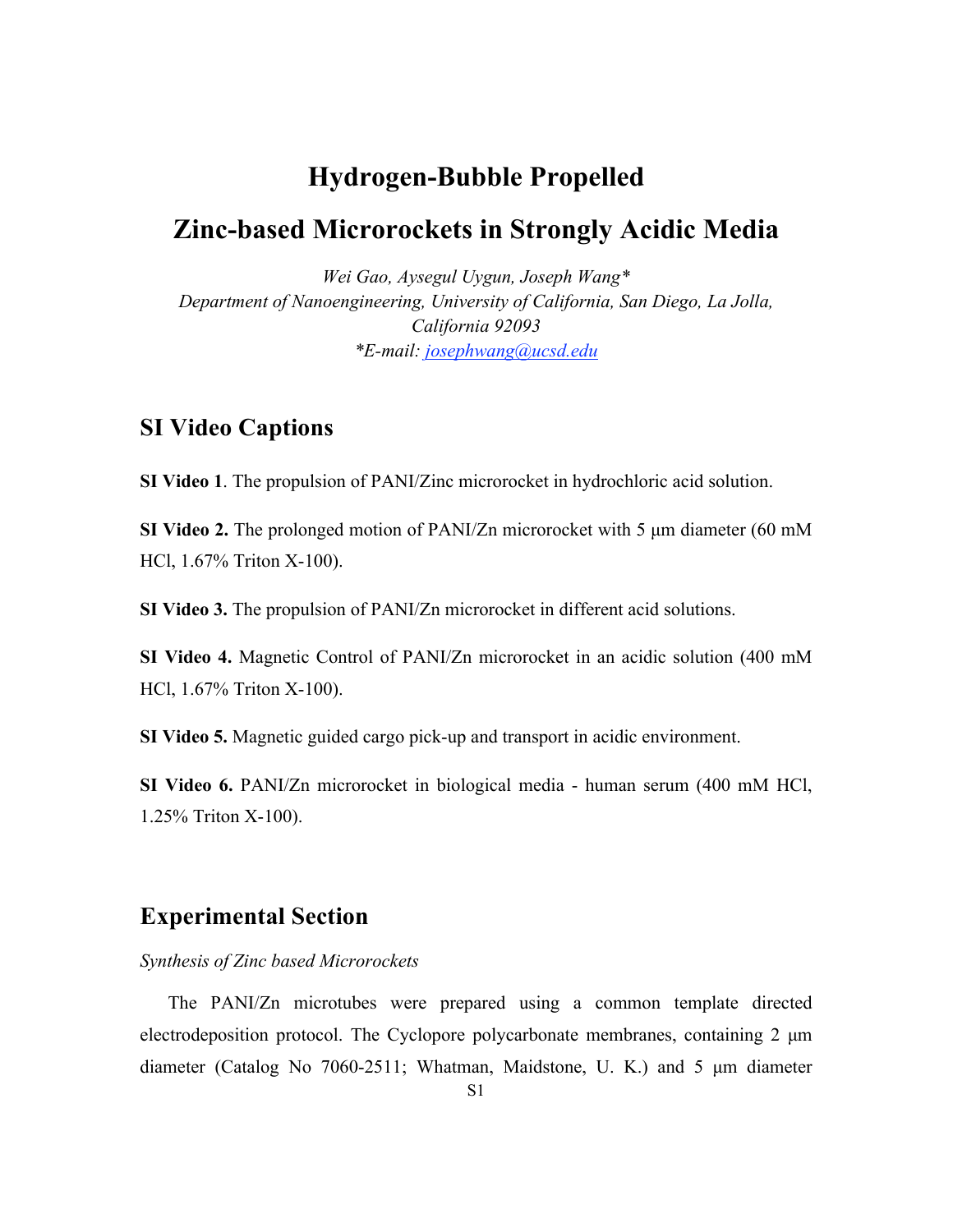# Hydrogen-Bubble Propelled Zinc-based Microrockets in Strongly Acidic Media

*Wei Gao, Aysegul Uygun, Joseph Wang**

*Department of Nanoengineering, University of California, San Diego, La Jolla, California 92093*

*\*E-mail: josephwang@ucsd.edu*

## SI Video Captions

**SI Video 1**. The propulsion of PANI/Zinc microrocket in hydrochloric acid solution.

**SI Video 2.** The prolonged motion of PANI/Zn microrocket with 5 µm diameter (60 mM HCl, 1.67% Triton X-100).

**SI Video 3.** The propulsion of PANI/Zn microrocket in different acid solutions.

**SI Video 4.** Magnetic Control of PANI/Zn microrocket in an acidic solution (400 mM HCl, 1.67% Triton X-100).

**SI Video 5.** Magnetic guided cargo pick-up and transport in acidic environment.

**SI Video 6.** PANI/Zn microrocket in biological media - human serum (400 mM HCl, 1.25% Triton X-100).

## Experimental Section

*Synthesis of Zinc based Microrockets*

The PANI/Zn microtubes were prepared using a common template directed electrodeposition protocol. The Cyclopore polycarbonate membranes, containing 2 µm diameter (Catalog No 7060-2511; Whatman, Maidstone, U. K.) and 5 µm diameter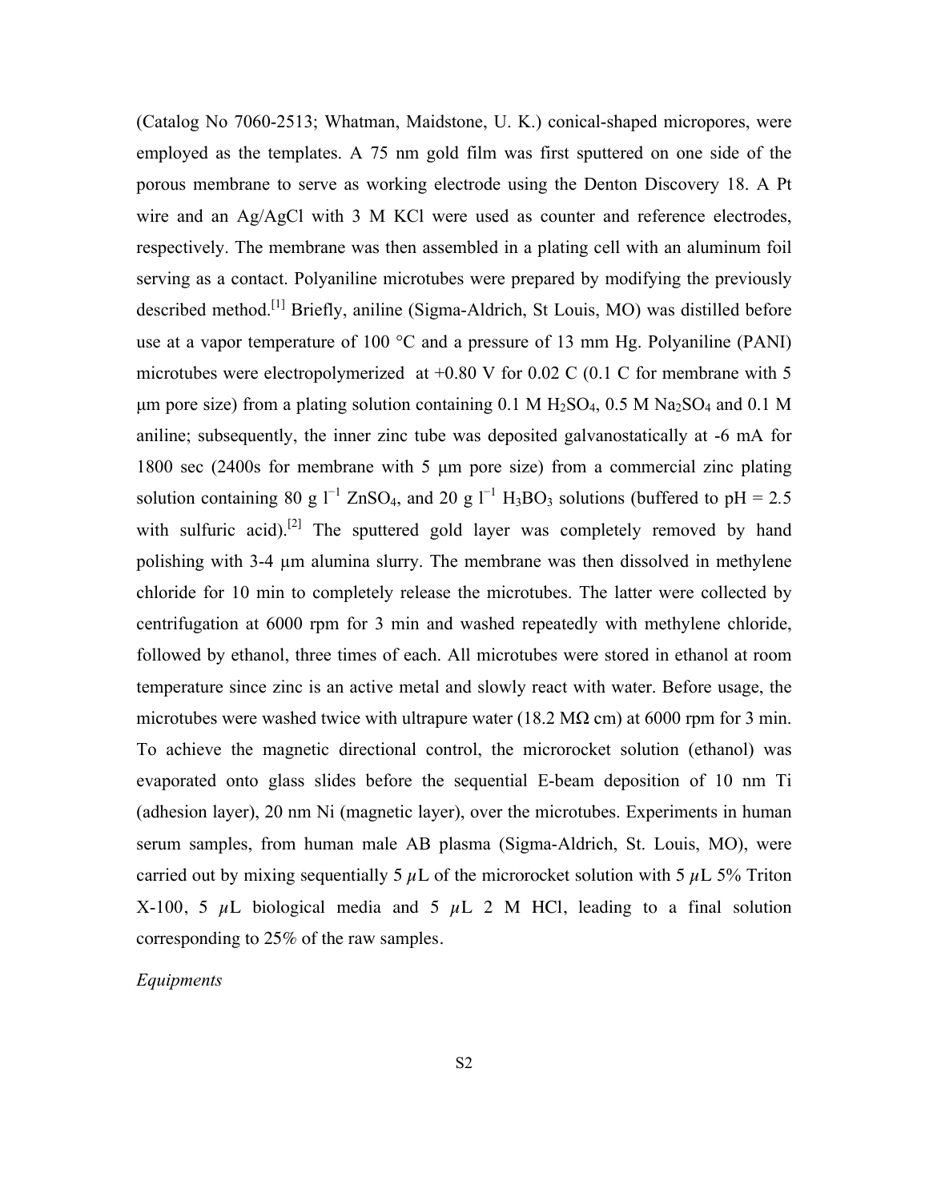(Catalog No 7060-2513; Whatman, Maidstone, U. K.) conical-shaped micropores, were employed as the templates. A 75 nm gold film was first sputtered on one side of the porous membrane to serve as working electrode using the Denton Discovery 18. A Pt wire and an Ag/AgCl with 3 M KCl were used as counter and reference electrodes, respectively. The membrane was then assembled in a plating cell with an aluminum foil serving as a contact. Polyaniline microtubes were prepared by modifying the previously described method.[1] Briefly, aniline (Sigma-Aldrich, St Louis, MO) was distilled before use at a vapor temperature of 100 °C and a pressure of 13 mm Hg. Polyaniline (PANI) microtubes were electropolymerized at +0.80 V for 0.02 C (0.1 C for membrane with 5 μm pore size) from a plating solution containing 0.1 M $H_2SO_4$, 0.5 M $Na_2SO_4$ and 0.1 M aniline; subsequently, the inner zinc tube was deposited galvanostatically at -6 mA for 1800 sec (2400s for membrane with 5 μm pore size) from a commercial zinc plating solution containing 80 g $l^{-1}$ $ZnSO_4$, and 20 g $l^{-1}$ $H_3BO_3$ solutions (buffered to pH = 2.5 with sulfuric acid).[2] The sputtered gold layer was completely removed by hand polishing with 3-4 μm alumina slurry. The membrane was then dissolved in methylene chloride for 10 min to completely release the microtubes. The latter were collected by centrifugation at 6000 rpm for 3 min and washed repeatedly with methylene chloride, followed by ethanol, three times of each. All microtubes were stored in ethanol at room temperature since zinc is an active metal and slowly react with water. Before usage, the microtubes were washed twice with ultrapure water (18.2 MΩ cm) at 6000 rpm for 3 min. To achieve the magnetic directional control, the microrocket solution (ethanol) was evaporated onto glass slides before the sequential E-beam deposition of 10 nm Ti (adhesion layer), 20 nm Ni (magnetic layer), over the microtubes. Experiments in human serum samples, from human male AB plasma (Sigma-Aldrich, St. Louis, MO), were carried out by mixing sequentially 5 μL of the microrocket solution with 5 μL 5% Triton X-100, 5 μL biological media and 5 μL 2 M HCl, leading to a final solution corresponding to 25% of the raw samples.

*Equipments*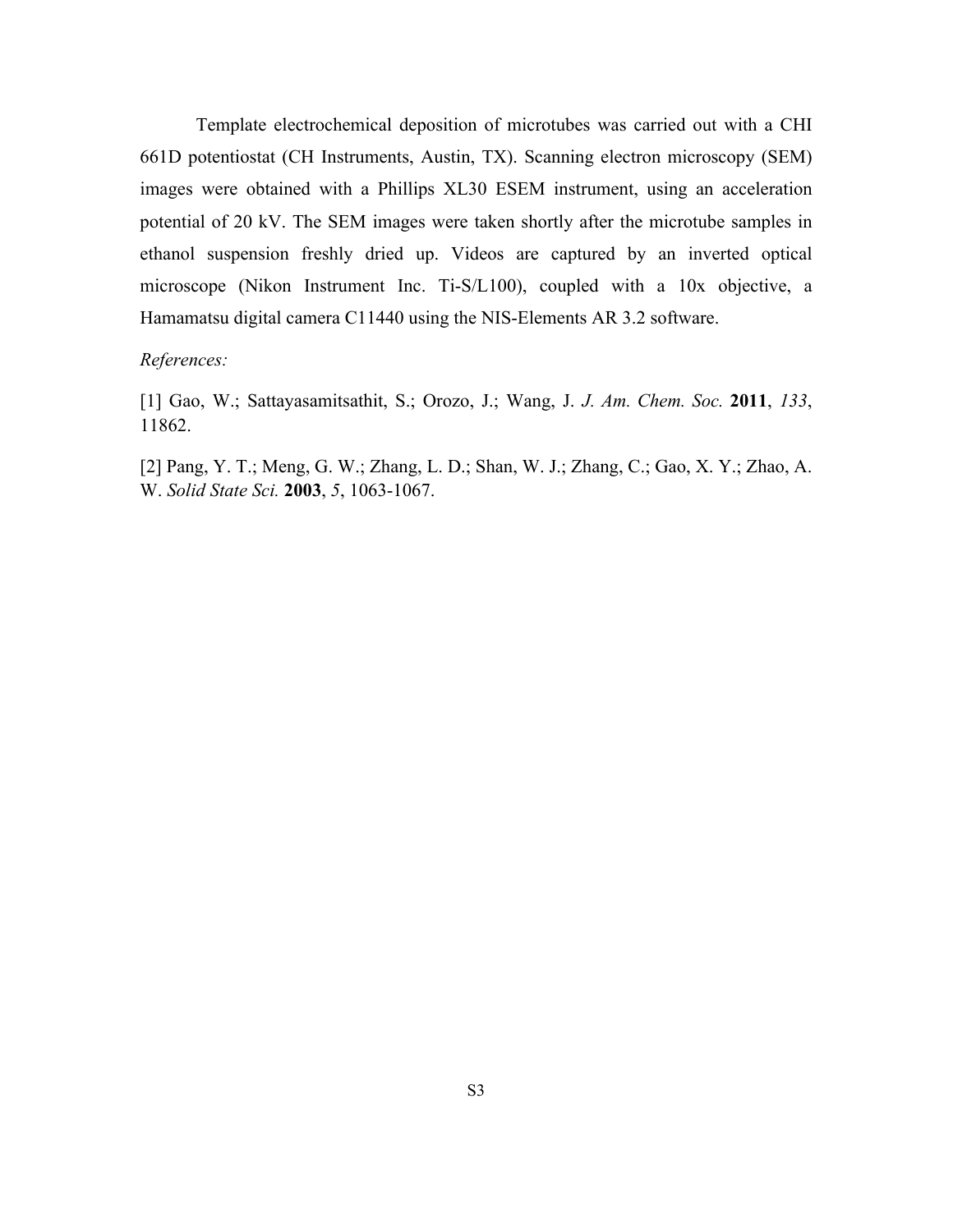Template electrochemical deposition of microtubes was carried out with a CHI 661D potentiostat (CH Instruments, Austin, TX). Scanning electron microscopy (SEM) images were obtained with a Phillips XL30 ESEM instrument, using an acceleration potential of 20 kV. The SEM images were taken shortly after the microtube samples in ethanol suspension freshly dried up. Videos are captured by an inverted optical microscope (Nikon Instrument Inc. Ti-S/L100), coupled with a 10x objective, a Hamamatsu digital camera C11440 using the NIS-Elements AR 3.2 software.

*References:*

[1] Gao, W.; Sattayasamitsathit, S.; Orozo, J.; Wang, J. *J. Am. Chem. Soc.* **2011**, *133*, 11862.

[2] Pang, Y. T.; Meng, G. W.; Zhang, L. D.; Shan, W. J.; Zhang, C.; Gao, X. Y.; Zhao, A. W. *Solid State Sci.* **2003**, *5*, 1063-1067.